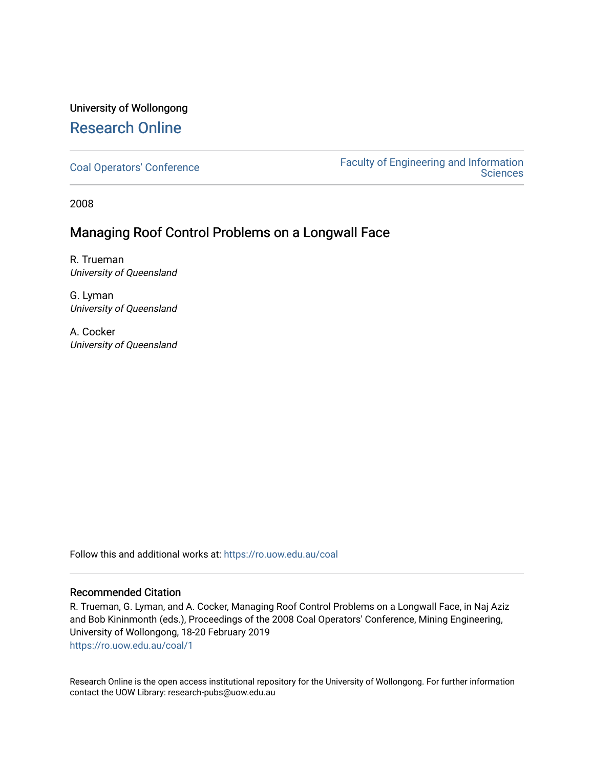University of Wollongong

# Research Online

Coal Operators' Conference

Faculty of Engineering and Information Sciences

2008

## Managing Roof Control Problems on a Longwall Face

R. Trueman
*University of Queensland*

G. Lyman
*University of Queensland*

A. Cocker
*University of Queensland*

Follow this and additional works at: https://ro.uow.edu.au/coal

### Recommended Citation

R. Trueman, G. Lyman, and A. Cocker, Managing Roof Control Problems on a Longwall Face, in Naj Aziz and Bob Kininmonth (eds.), Proceedings of the 2008 Coal Operators' Conference, Mining Engineering, University of Wollongong, 18-20 February 2019
https://ro.uow.edu.au/coal/1

Research Online is the open access institutional repository for the University of Wollongong. For further information contact the UOW Library: research-pubs@uow.edu.au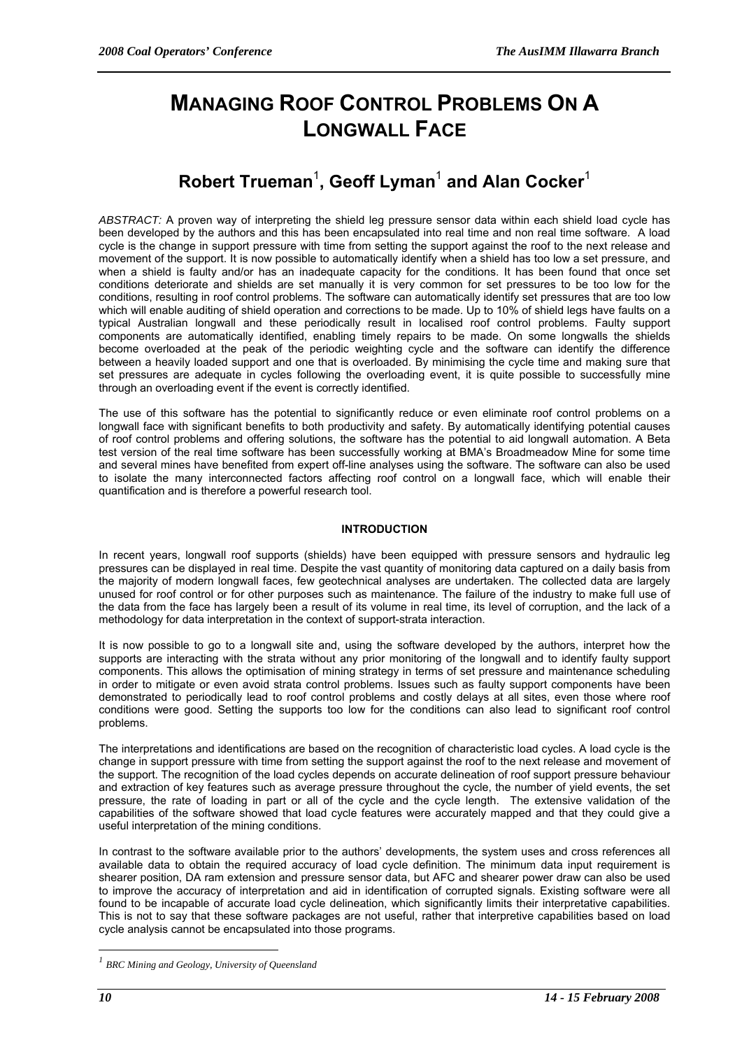# MANAGING ROOF CONTROL PROBLEMS ON A LONGWALL FACE

## Robert Trueman[1], Geoff Lyman[1] and Alan Cocker[1]

*ABSTRACT:* A proven way of interpreting the shield leg pressure sensor data within each shield load cycle has been developed by the authors and this has been encapsulated into real time and non real time software. A load cycle is the change in support pressure with time from setting the support against the roof to the next release and movement of the support. It is now possible to automatically identify when a shield has too low a set pressure, and when a shield is faulty and/or has an inadequate capacity for the conditions. It has been found that once set conditions deteriorate and shields are set manually it is very common for set pressures to be too low for the conditions, resulting in roof control problems. The software can automatically identify set pressures that are too low which will enable auditing of shield operation and corrections to be made. Up to 10% of shield legs have faults on a typical Australian longwall and these periodically result in localised roof control problems. Faulty support components are automatically identified, enabling timely repairs to be made. On some longwalls the shields become overloaded at the peak of the periodic weighting cycle and the software can identify the difference between a heavily loaded support and one that is overloaded. By minimising the cycle time and making sure that set pressures are adequate in cycles following the overloading event, it is quite possible to successfully mine through an overloading event if the event is correctly identified.

The use of this software has the potential to significantly reduce or even eliminate roof control problems on a longwall face with significant benefits to both productivity and safety. By automatically identifying potential causes of roof control problems and offering solutions, the software has the potential to aid longwall automation. A Beta test version of the real time software has been successfully working at BMA's Broadmeadow Mine for some time and several mines have benefited from expert off-line analyses using the software. The software can also be used to isolate the many interconnected factors affecting roof control on a longwall face, which will enable their quantification and is therefore a powerful research tool.

### INTRODUCTION

In recent years, longwall roof supports (shields) have been equipped with pressure sensors and hydraulic leg pressures can be displayed in real time. Despite the vast quantity of monitoring data captured on a daily basis from the majority of modern longwall faces, few geotechnical analyses are undertaken. The collected data are largely unused for roof control or for other purposes such as maintenance. The failure of the industry to make full use of the data from the face has largely been a result of its volume in real time, its level of corruption, and the lack of a methodology for data interpretation in the context of support-strata interaction.

It is now possible to go to a longwall site and, using the software developed by the authors, interpret how the supports are interacting with the strata without any prior monitoring of the longwall and to identify faulty support components. This allows the optimisation of mining strategy in terms of set pressure and maintenance scheduling in order to mitigate or even avoid strata control problems. Issues such as faulty support components have been demonstrated to periodically lead to roof control problems and costly delays at all sites, even those where roof conditions were good. Setting the supports too low for the conditions can also lead to significant roof control problems.

The interpretations and identifications are based on the recognition of characteristic load cycles. A load cycle is the change in support pressure with time from setting the support against the roof to the next release and movement of the support. The recognition of the load cycles depends on accurate delineation of roof support pressure behaviour and extraction of key features such as average pressure throughout the cycle, the number of yield events, the set pressure, the rate of loading in part or all of the cycle and the cycle length. The extensive validation of the capabilities of the software showed that load cycle features were accurately mapped and that they could give a useful interpretation of the mining conditions.

In contrast to the software available prior to the authors' developments, the system uses and cross references all available data to obtain the required accuracy of load cycle definition. The minimum data input requirement is shearer position, DA ram extension and pressure sensor data, but AFC and shearer power draw can also be used to improve the accuracy of interpretation and aid in identification of corrupted signals. Existing software were all found to be incapable of accurate load cycle delineation, which significantly limits their interpretative capabilities. This is not to say that these software packages are not useful, rather that interpretive capabilities based on load cycle analysis cannot be encapsulated into those programs.

[1] *BRC Mining and Geology, University of Queensland*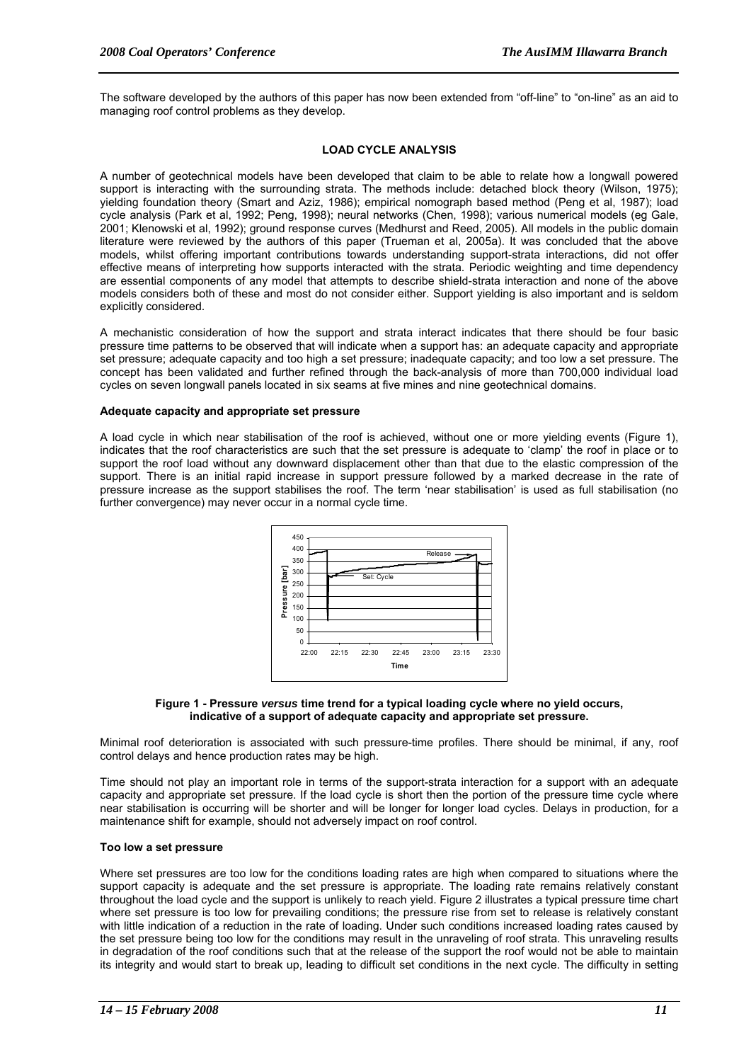The software developed by the authors of this paper has now been extended from "off-line" to "on-line" as an aid to managing roof control problems as they develop.

## LOAD CYCLE ANALYSIS

A number of geotechnical models have been developed that claim to be able to relate how a longwall powered support is interacting with the surrounding strata. The methods include: detached block theory (Wilson, 1975); yielding foundation theory (Smart and Aziz, 1986); empirical nomograph based method (Peng et al, 1987); load cycle analysis (Park et al, 1992; Peng, 1998); neural networks (Chen, 1998); various numerical models (eg Gale, 2001; Klenowski et al, 1992); ground response curves (Medhurst and Reed, 2005). All models in the public domain literature were reviewed by the authors of this paper (Trueman et al, 2005a). It was concluded that the above models, whilst offering important contributions towards understanding support-strata interactions, did not offer effective means of interpreting how supports interacted with the strata. Periodic weighting and time dependency are essential components of any model that attempts to describe shield-strata interaction and none of the above models considers both of these and most do not consider either. Support yielding is also important and is seldom explicitly considered.

A mechanistic consideration of how the support and strata interact indicates that there should be four basic pressure time patterns to be observed that will indicate when a support has: an adequate capacity and appropriate set pressure; adequate capacity and too high a set pressure; inadequate capacity; and too low a set pressure. The concept has been validated and further refined through the back-analysis of more than 700,000 individual load cycles on seven longwall panels located in six seams at five mines and nine geotechnical domains.

### Adequate capacity and appropriate set pressure

A load cycle in which near stabilisation of the roof is achieved, without one or more yielding events (Figure 1), indicates that the roof characteristics are such that the set pressure is adequate to 'clamp' the roof in place or to support the roof load without any downward displacement other than that due to the elastic compression of the support. There is an initial rapid increase in support pressure followed by a marked decrease in the rate of pressure increase as the support stabilises the roof. The term 'near stabilisation' is used as full stabilisation (no further convergence) may never occur in a normal cycle time.

**Figure 1 - Pressure *versus* time trend for a typical loading cycle where no yield occurs, indicative of a support of adequate capacity and appropriate set pressure.**

Minimal roof deterioration is associated with such pressure-time profiles. There should be minimal, if any, roof control delays and hence production rates may be high.

Time should not play an important role in terms of the support-strata interaction for a support with an adequate capacity and appropriate set pressure. If the load cycle is short then the portion of the pressure time cycle where near stabilisation is occurring will be shorter and will be longer for longer load cycles. Delays in production, for a maintenance shift for example, should not adversely impact on roof control.

### Too low a set pressure

Where set pressures are too low for the conditions loading rates are high when compared to situations where the support capacity is adequate and the set pressure is appropriate. The loading rate remains relatively constant throughout the load cycle and the support is unlikely to reach yield. Figure 2 illustrates a typical pressure time chart where set pressure is too low for prevailing conditions; the pressure rise from set to release is relatively constant with little indication of a reduction in the rate of loading. Under such conditions increased loading rates caused by the set pressure being too low for the conditions may result in the unraveling of roof strata. This unraveling results in degradation of the roof conditions such that at the release of the support the roof would not be able to maintain its integrity and would start to break up, leading to difficult set conditions in the next cycle. The difficulty in setting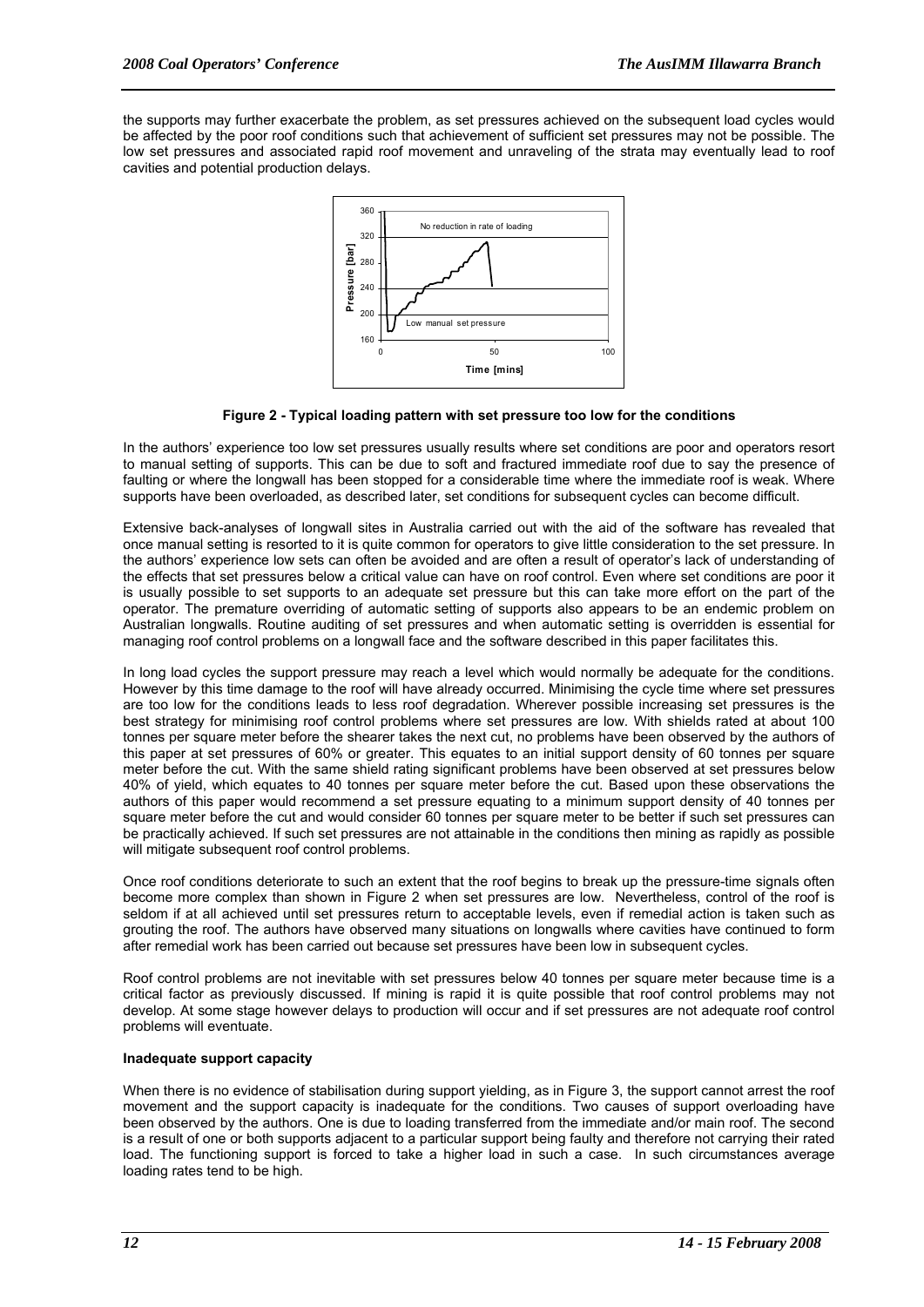the supports may further exacerbate the problem, as set pressures achieved on the subsequent load cycles would be affected by the poor roof conditions such that achievement of sufficient set pressures may not be possible. The low set pressures and associated rapid roof movement and unraveling of the strata may eventually lead to roof cavities and potential production delays.

**Figure 2 - Typical loading pattern with set pressure too low for the conditions**

In the authors' experience too low set pressures usually results where set conditions are poor and operators resort to manual setting of supports. This can be due to soft and fractured immediate roof due to say the presence of faulting or where the longwall has been stopped for a considerable time where the immediate roof is weak. Where supports have been overloaded, as described later, set conditions for subsequent cycles can become difficult.

Extensive back-analyses of longwall sites in Australia carried out with the aid of the software has revealed that once manual setting is resorted to it is quite common for operators to give little consideration to the set pressure. In the authors' experience low sets can often be avoided and are often a result of operator's lack of understanding of the effects that set pressures below a critical value can have on roof control. Even where set conditions are poor it is usually possible to set supports to an adequate set pressure but this can take more effort on the part of the operator. The premature overriding of automatic setting of supports also appears to be an endemic problem on Australian longwalls. Routine auditing of set pressures and when automatic setting is overridden is essential for managing roof control problems on a longwall face and the software described in this paper facilitates this.

In long load cycles the support pressure may reach a level which would normally be adequate for the conditions. However by this time damage to the roof will have already occurred. Minimising the cycle time where set pressures are too low for the conditions leads to less roof degradation. Wherever possible increasing set pressures is the best strategy for minimising roof control problems where set pressures are low. With shields rated at about 100 tonnes per square meter before the shearer takes the next cut, no problems have been observed by the authors of this paper at set pressures of 60% or greater. This equates to an initial support density of 60 tonnes per square meter before the cut. With the same shield rating significant problems have been observed at set pressures below 40% of yield, which equates to 40 tonnes per square meter before the cut. Based upon these observations the authors of this paper would recommend a set pressure equating to a minimum support density of 40 tonnes per square meter before the cut and would consider 60 tonnes per square meter to be better if such set pressures can be practically achieved. If such set pressures are not attainable in the conditions then mining as rapidly as possible will mitigate subsequent roof control problems.

Once roof conditions deteriorate to such an extent that the roof begins to break up the pressure-time signals often become more complex than shown in Figure 2 when set pressures are low. Nevertheless, control of the roof is seldom if at all achieved until set pressures return to acceptable levels, even if remedial action is taken such as grouting the roof. The authors have observed many situations on longwalls where cavities have continued to form after remedial work has been carried out because set pressures have been low in subsequent cycles.

Roof control problems are not inevitable with set pressures below 40 tonnes per square meter because time is a critical factor as previously discussed. If mining is rapid it is quite possible that roof control problems may not develop. At some stage however delays to production will occur and if set pressures are not adequate roof control problems will eventuate.

#### Inadequate support capacity

When there is no evidence of stabilisation during support yielding, as in Figure 3, the support cannot arrest the roof movement and the support capacity is inadequate for the conditions. Two causes of support overloading have been observed by the authors. One is due to loading transferred from the immediate and/or main roof. The second is a result of one or both supports adjacent to a particular support being faulty and therefore not carrying their rated load. The functioning support is forced to take a higher load in such a case. In such circumstances average loading rates tend to be high.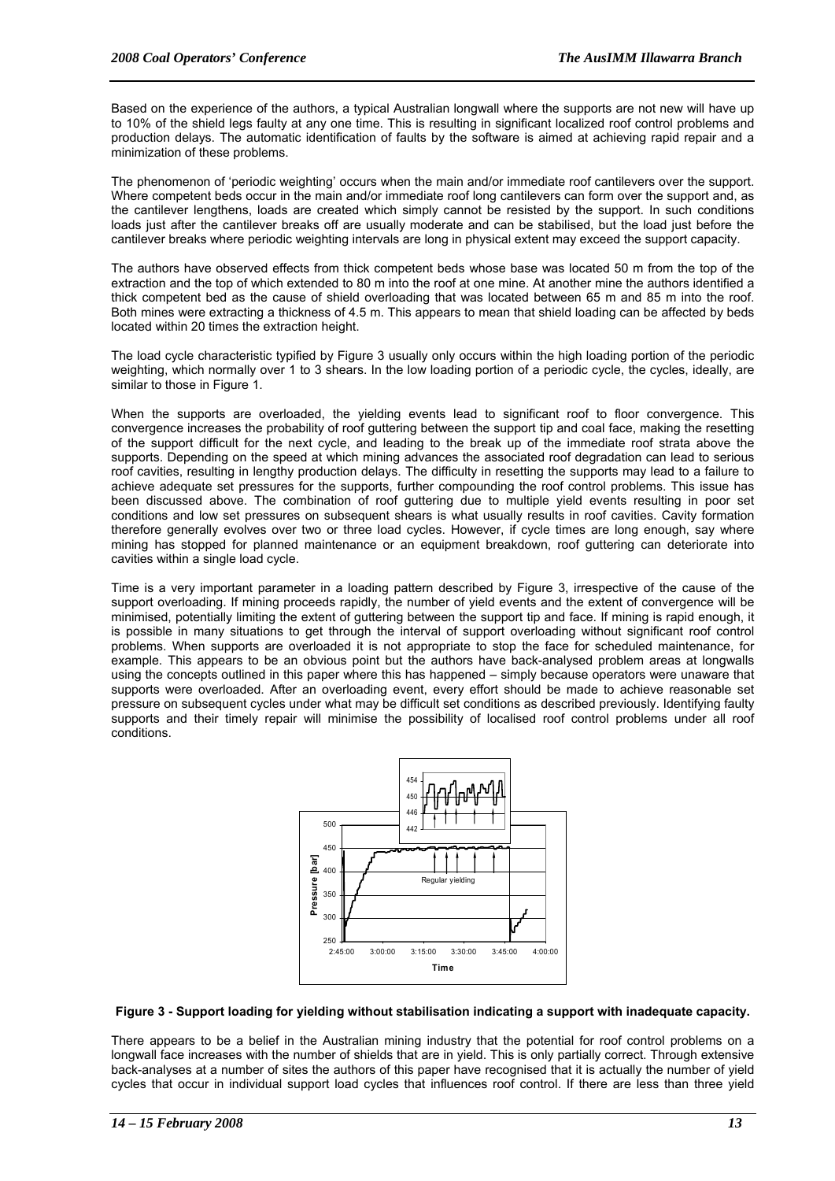Based on the experience of the authors, a typical Australian longwall where the supports are not new will have up to 10% of the shield legs faulty at any one time. This is resulting in significant localized roof control problems and production delays. The automatic identification of faults by the software is aimed at achieving rapid repair and a minimization of these problems.

The phenomenon of 'periodic weighting' occurs when the main and/or immediate roof cantilevers over the support. Where competent beds occur in the main and/or immediate roof long cantilevers can form over the support and, as the cantilever lengthens, loads are created which simply cannot be resisted by the support. In such conditions loads just after the cantilever breaks off are usually moderate and can be stabilised, but the load just before the cantilever breaks where periodic weighting intervals are long in physical extent may exceed the support capacity.

The authors have observed effects from thick competent beds whose base was located 50 m from the top of the extraction and the top of which extended to 80 m into the roof at one mine. At another mine the authors identified a thick competent bed as the cause of shield overloading that was located between 65 m and 85 m into the roof. Both mines were extracting a thickness of 4.5 m. This appears to mean that shield loading can be affected by beds located within 20 times the extraction height.

The load cycle characteristic typified by Figure 3 usually only occurs within the high loading portion of the periodic weighting, which normally over 1 to 3 shears. In the low loading portion of a periodic cycle, the cycles, ideally, are similar to those in Figure 1.

When the supports are overloaded, the yielding events lead to significant roof to floor convergence. This convergence increases the probability of roof guttering between the support tip and coal face, making the resetting of the support difficult for the next cycle, and leading to the break up of the immediate roof strata above the supports. Depending on the speed at which mining advances the associated roof degradation can lead to serious roof cavities, resulting in lengthy production delays. The difficulty in resetting the supports may lead to a failure to achieve adequate set pressures for the supports, further compounding the roof control problems. This issue has been discussed above. The combination of roof guttering due to multiple yield events resulting in poor set conditions and low set pressures on subsequent shears is what usually results in roof cavities. Cavity formation therefore generally evolves over two or three load cycles. However, if cycle times are long enough, say where mining has stopped for planned maintenance or an equipment breakdown, roof guttering can deteriorate into cavities within a single load cycle.

Time is a very important parameter in a loading pattern described by Figure 3, irrespective of the cause of the support overloading. If mining proceeds rapidly, the number of yield events and the extent of convergence will be minimised, potentially limiting the extent of guttering between the support tip and face. If mining is rapid enough, it is possible in many situations to get through the interval of support overloading without significant roof control problems. When supports are overloaded it is not appropriate to stop the face for scheduled maintenance, for example. This appears to be an obvious point but the authors have back-analysed problem areas at longwalls using the concepts outlined in this paper where this has happened – simply because operators were unaware that supports were overloaded. After an overloading event, every effort should be made to achieve reasonable set pressure on subsequent cycles under what may be difficult set conditions as described previously. Identifying faulty supports and their timely repair will minimise the possibility of localised roof control problems under all roof conditions.

454
450
446
442
500
450
400
350
300
250
Pressure [bar]
Regular yielding
2:45:00
3:00:00
3:15:00
3:30:00
3:45:00
4:00:00
Time

**Figure 3 - Support loading for yielding without stabilisation indicating a support with inadequate capacity.**

There appears to be a belief in the Australian mining industry that the potential for roof control problems on a longwall face increases with the number of shields that are in yield. This is only partially correct. Through extensive back-analyses at a number of sites the authors of this paper have recognised that it is actually the number of yield cycles that occur in individual support load cycles that influences roof control. If there are less than three yield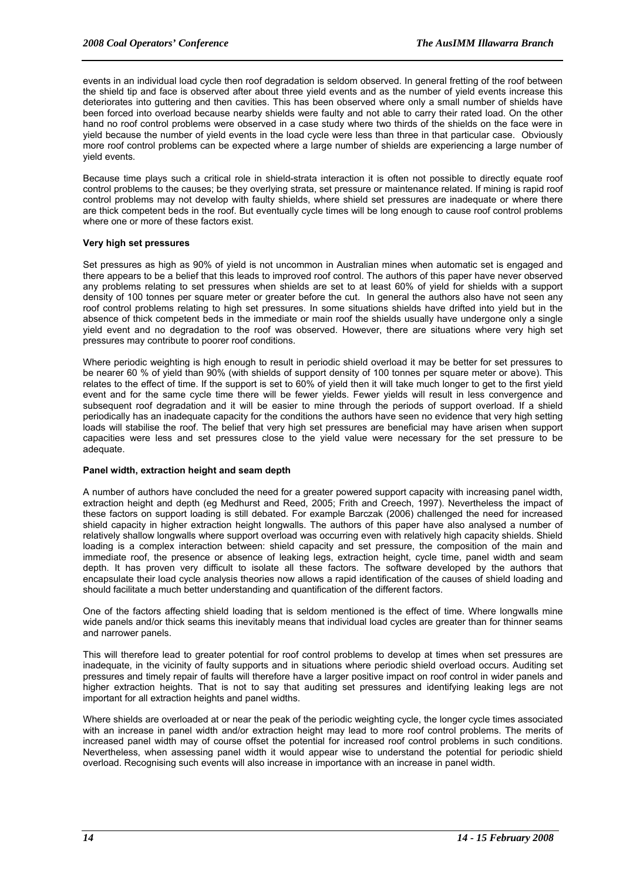events in an individual load cycle then roof degradation is seldom observed. In general fretting of the roof between the shield tip and face is observed after about three yield events and as the number of yield events increase this deteriorates into guttering and then cavities. This has been observed where only a small number of shields have been forced into overload because nearby shields were faulty and not able to carry their rated load. On the other hand no roof control problems were observed in a case study where two thirds of the shields on the face were in yield because the number of yield events in the load cycle were less than three in that particular case. Obviously more roof control problems can be expected where a large number of shields are experiencing a large number of yield events.

Because time plays such a critical role in shield-strata interaction it is often not possible to directly equate roof control problems to the causes; be they overlying strata, set pressure or maintenance related. If mining is rapid roof control problems may not develop with faulty shields, where shield set pressures are inadequate or where there are thick competent beds in the roof. But eventually cycle times will be long enough to cause roof control problems where one or more of these factors exist.

**Very high set pressures**

Set pressures as high as 90% of yield is not uncommon in Australian mines when automatic set is engaged and there appears to be a belief that this leads to improved roof control. The authors of this paper have never observed any problems relating to set pressures when shields are set to at least 60% of yield for shields with a support density of 100 tonnes per square meter or greater before the cut. In general the authors also have not seen any roof control problems relating to high set pressures. In some situations shields have drifted into yield but in the absence of thick competent beds in the immediate or main roof the shields usually have undergone only a single yield event and no degradation to the roof was observed. However, there are situations where very high set pressures may contribute to poorer roof conditions.

Where periodic weighting is high enough to result in periodic shield overload it may be better for set pressures to be nearer 60 % of yield than 90% (with shields of support density of 100 tonnes per square meter or above). This relates to the effect of time. If the support is set to 60% of yield then it will take much longer to get to the first yield event and for the same cycle time there will be fewer yields. Fewer yields will result in less convergence and subsequent roof degradation and it will be easier to mine through the periods of support overload. If a shield periodically has an inadequate capacity for the conditions the authors have seen no evidence that very high setting loads will stabilise the roof. The belief that very high set pressures are beneficial may have arisen when support capacities were less and set pressures close to the yield value were necessary for the set pressure to be adequate.

**Panel width, extraction height and seam depth**

A number of authors have concluded the need for a greater powered support capacity with increasing panel width, extraction height and depth (eg Medhurst and Reed, 2005; Frith and Creech, 1997). Nevertheless the impact of these factors on support loading is still debated. For example Barczak (2006) challenged the need for increased shield capacity in higher extraction height longwalls. The authors of this paper have also analysed a number of relatively shallow longwalls where support overload was occurring even with relatively high capacity shields. Shield loading is a complex interaction between: shield capacity and set pressure, the composition of the main and immediate roof, the presence or absence of leaking legs, extraction height, cycle time, panel width and seam depth. It has proven very difficult to isolate all these factors. The software developed by the authors that encapsulate their load cycle analysis theories now allows a rapid identification of the causes of shield loading and should facilitate a much better understanding and quantification of the different factors.

One of the factors affecting shield loading that is seldom mentioned is the effect of time. Where longwalls mine wide panels and/or thick seams this inevitably means that individual load cycles are greater than for thinner seams and narrower panels.

This will therefore lead to greater potential for roof control problems to develop at times when set pressures are inadequate, in the vicinity of faulty supports and in situations where periodic shield overload occurs. Auditing set pressures and timely repair of faults will therefore have a larger positive impact on roof control in wider panels and higher extraction heights. That is not to say that auditing set pressures and identifying leaking legs are not important for all extraction heights and panel widths.

Where shields are overloaded at or near the peak of the periodic weighting cycle, the longer cycle times associated with an increase in panel width and/or extraction height may lead to more roof control problems. The merits of increased panel width may of course offset the potential for increased roof control problems in such conditions. Nevertheless, when assessing panel width it would appear wise to understand the potential for periodic shield overload. Recognising such events will also increase in importance with an increase in panel width.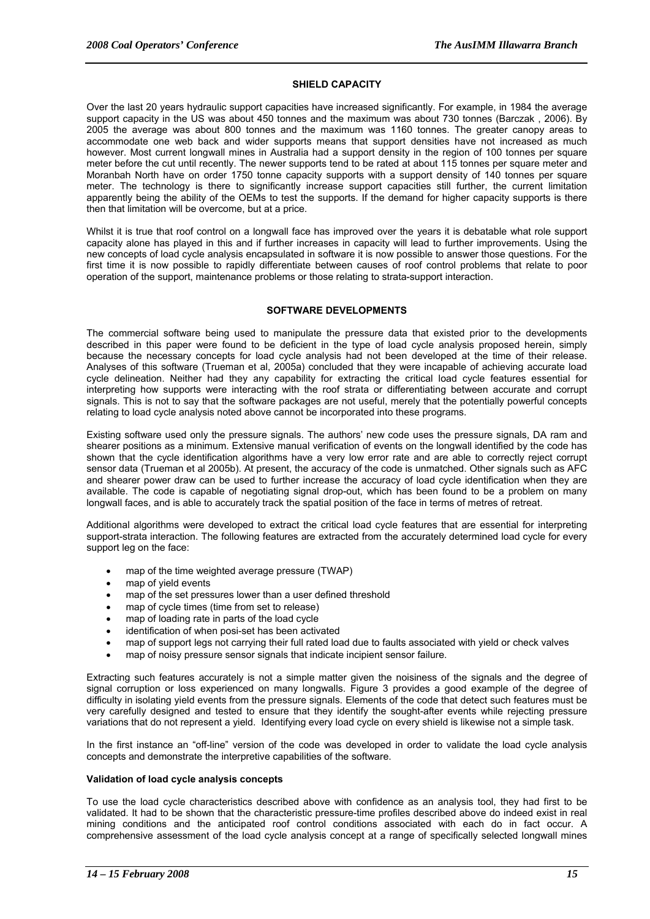## SHIELD CAPACITY

Over the last 20 years hydraulic support capacities have increased significantly. For example, in 1984 the average support capacity in the US was about 450 tonnes and the maximum was about 730 tonnes (Barczak , 2006). By 2005 the average was about 800 tonnes and the maximum was 1160 tonnes. The greater canopy areas to accommodate one web back and wider supports means that support densities have not increased as much however. Most current longwall mines in Australia had a support density in the region of 100 tonnes per square meter before the cut until recently. The newer supports tend to be rated at about 115 tonnes per square meter and Moranbah North have on order 1750 tonne capacity supports with a support density of 140 tonnes per square meter. The technology is there to significantly increase support capacities still further, the current limitation apparently being the ability of the OEMs to test the supports. If the demand for higher capacity supports is there then that limitation will be overcome, but at a price.

Whilst it is true that roof control on a longwall face has improved over the years it is debatable what role support capacity alone has played in this and if further increases in capacity will lead to further improvements. Using the new concepts of load cycle analysis encapsulated in software it is now possible to answer those questions. For the first time it is now possible to rapidly differentiate between causes of roof control problems that relate to poor operation of the support, maintenance problems or those relating to strata-support interaction.

## SOFTWARE DEVELOPMENTS

The commercial software being used to manipulate the pressure data that existed prior to the developments described in this paper were found to be deficient in the type of load cycle analysis proposed herein, simply because the necessary concepts for load cycle analysis had not been developed at the time of their release. Analyses of this software (Trueman et al, 2005a) concluded that they were incapable of achieving accurate load cycle delineation. Neither had they any capability for extracting the critical load cycle features essential for interpreting how supports were interacting with the roof strata or differentiating between accurate and corrupt signals. This is not to say that the software packages are not useful, merely that the potentially powerful concepts relating to load cycle analysis noted above cannot be incorporated into these programs.

Existing software used only the pressure signals. The authors' new code uses the pressure signals, DA ram and shearer positions as a minimum. Extensive manual verification of events on the longwall identified by the code has shown that the cycle identification algorithms have a very low error rate and are able to correctly reject corrupt sensor data (Trueman et al 2005b). At present, the accuracy of the code is unmatched. Other signals such as AFC and shearer power draw can be used to further increase the accuracy of load cycle identification when they are available. The code is capable of negotiating signal drop-out, which has been found to be a problem on many longwall faces, and is able to accurately track the spatial position of the face in terms of metres of retreat.

Additional algorithms were developed to extract the critical load cycle features that are essential for interpreting support-strata interaction. The following features are extracted from the accurately determined load cycle for every support leg on the face:

- map of the time weighted average pressure (TWAP)
- map of yield events
- map of the set pressures lower than a user defined threshold
- map of cycle times (time from set to release)
- map of loading rate in parts of the load cycle
- identification of when posi-set has been activated
- map of support legs not carrying their full rated load due to faults associated with yield or check valves
- map of noisy pressure sensor signals that indicate incipient sensor failure.

Extracting such features accurately is not a simple matter given the noisiness of the signals and the degree of signal corruption or loss experienced on many longwalls. Figure 3 provides a good example of the degree of difficulty in isolating yield events from the pressure signals. Elements of the code that detect such features must be very carefully designed and tested to ensure that they identify the sought-after events while rejecting pressure variations that do not represent a yield. Identifying every load cycle on every shield is likewise not a simple task.

In the first instance an "off-line" version of the code was developed in order to validate the load cycle analysis concepts and demonstrate the interpretive capabilities of the software.

### Validation of load cycle analysis concepts

To use the load cycle characteristics described above with confidence as an analysis tool, they had first to be validated. It had to be shown that the characteristic pressure-time profiles described above do indeed exist in real mining conditions and the anticipated roof control conditions associated with each do in fact occur. A comprehensive assessment of the load cycle analysis concept at a range of specifically selected longwall mines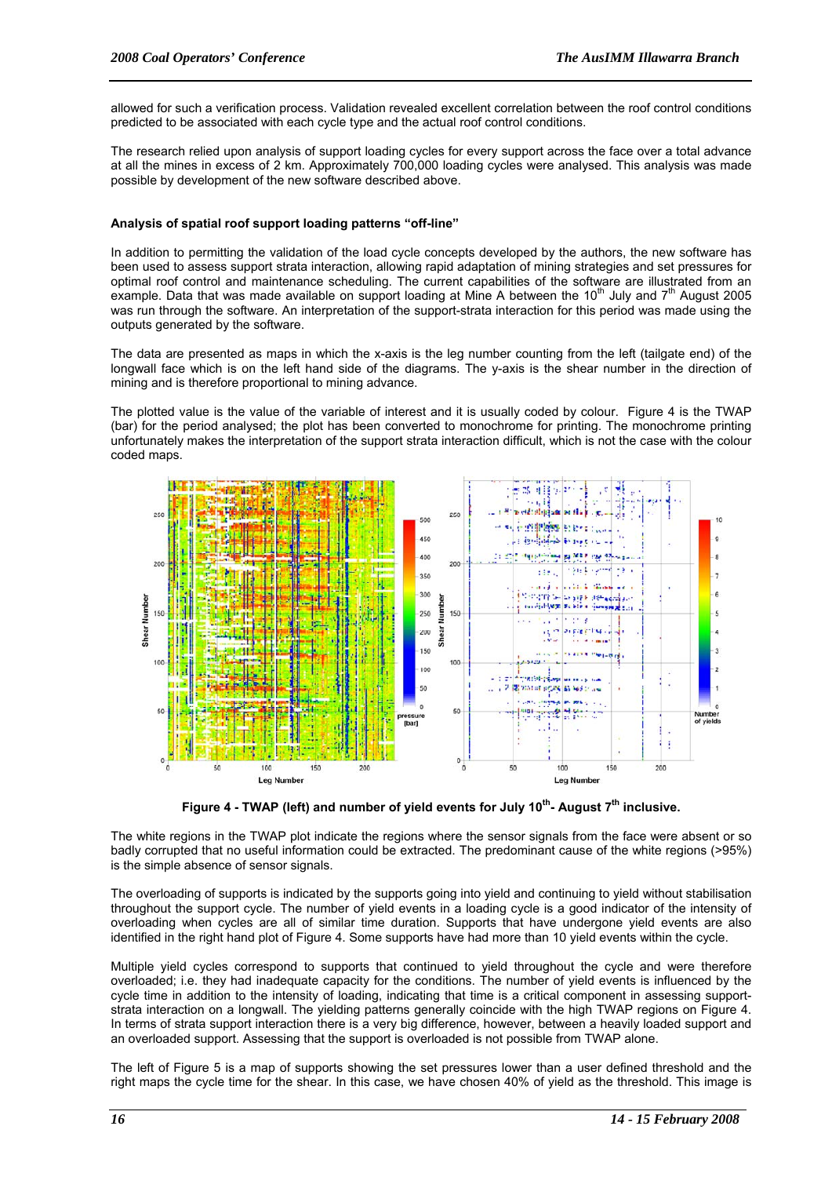allowed for such a verification process. Validation revealed excellent correlation between the roof control conditions predicted to be associated with each cycle type and the actual roof control conditions.

The research relied upon analysis of support loading cycles for every support across the face over a total advance at all the mines in excess of 2 km. Approximately 700,000 loading cycles were analysed. This analysis was made possible by development of the new software described above.

### Analysis of spatial roof support loading patterns "off-line"

In addition to permitting the validation of the load cycle concepts developed by the authors, the new software has been used to assess support strata interaction, allowing rapid adaptation of mining strategies and set pressures for optimal roof control and maintenance scheduling. The current capabilities of the software are illustrated from an example. Data that was made available on support loading at Mine A between the 10th July and 7th August 2005 was run through the software. An interpretation of the support-strata interaction for this period was made using the outputs generated by the software.

The data are presented as maps in which the x-axis is the leg number counting from the left (tailgate end) of the longwall face which is on the left hand side of the diagrams. The y-axis is the shear number in the direction of mining and is therefore proportional to mining advance.

The plotted value is the value of the variable of interest and it is usually coded by colour. Figure 4 is the TWAP (bar) for the period analysed; the plot has been converted to monochrome for printing. The monochrome printing unfortunately makes the interpretation of the support strata interaction difficult, which is not the case with the colour coded maps.

**Figure 4 - TWAP (left) and number of yield events for July 10th- August 7th inclusive.**

The white regions in the TWAP plot indicate the regions where the sensor signals from the face were absent or so badly corrupted that no useful information could be extracted. The predominant cause of the white regions (>95%) is the simple absence of sensor signals.

The overloading of supports is indicated by the supports going into yield and continuing to yield without stabilisation throughout the support cycle. The number of yield events in a loading cycle is a good indicator of the intensity of overloading when cycles are all of similar time duration. Supports that have undergone yield events are also identified in the right hand plot of Figure 4. Some supports have had more than 10 yield events within the cycle.

Multiple yield cycles correspond to supports that continued to yield throughout the cycle and were therefore overloaded; i.e. they had inadequate capacity for the conditions. The number of yield events is influenced by the cycle time in addition to the intensity of loading, indicating that time is a critical component in assessing support-strata interaction on a longwall. The yielding patterns generally coincide with the high TWAP regions on Figure 4. In terms of strata support interaction there is a very big difference, however, between a heavily loaded support and an overloaded support. Assessing that the support is overloaded is not possible from TWAP alone.

The left of Figure 5 is a map of supports showing the set pressures lower than a user defined threshold and the right maps the cycle time for the shear. In this case, we have chosen 40% of yield as the threshold. This image is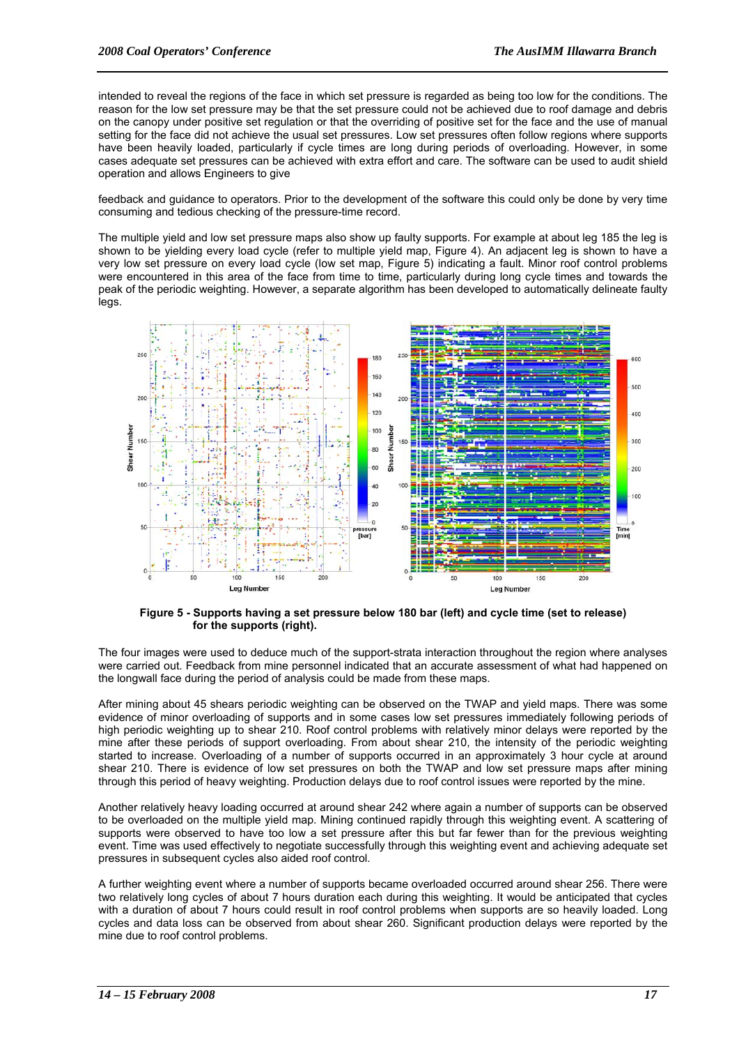intended to reveal the regions of the face in which set pressure is regarded as being too low for the conditions. The reason for the low set pressure may be that the set pressure could not be achieved due to roof damage and debris on the canopy under positive set regulation or that the overriding of positive set for the face and the use of manual setting for the face did not achieve the usual set pressures. Low set pressures often follow regions where supports have been heavily loaded, particularly if cycle times are long during periods of overloading. However, in some cases adequate set pressures can be achieved with extra effort and care. The software can be used to audit shield operation and allows Engineers to give

feedback and guidance to operators. Prior to the development of the software this could only be done by very time consuming and tedious checking of the pressure-time record.

The multiple yield and low set pressure maps also show up faulty supports. For example at about leg 185 the leg is shown to be yielding every load cycle (refer to multiple yield map, Figure 4). An adjacent leg is shown to have a very low set pressure on every load cycle (low set map, Figure 5) indicating a fault. Minor roof control problems were encountered in this area of the face from time to time, particularly during long cycle times and towards the peak of the periodic weighting. However, a separate algorithm has been developed to automatically delineate faulty legs.

**Figure 5 - Supports having a set pressure below 180 bar (left) and cycle time (set to release) for the supports (right).**

The four images were used to deduce much of the support-strata interaction throughout the region where analyses were carried out. Feedback from mine personnel indicated that an accurate assessment of what had happened on the longwall face during the period of analysis could be made from these maps.

After mining about 45 shears periodic weighting can be observed on the TWAP and yield maps. There was some evidence of minor overloading of supports and in some cases low set pressures immediately following periods of high periodic weighting up to shear 210. Roof control problems with relatively minor delays were reported by the mine after these periods of support overloading. From about shear 210, the intensity of the periodic weighting started to increase. Overloading of a number of supports occurred in an approximately 3 hour cycle at around shear 210. There is evidence of low set pressures on both the TWAP and low set pressure maps after mining through this period of heavy weighting. Production delays due to roof control issues were reported by the mine.

Another relatively heavy loading occurred at around shear 242 where again a number of supports can be observed to be overloaded on the multiple yield map. Mining continued rapidly through this weighting event. A scattering of supports were observed to have too low a set pressure after this but far fewer than for the previous weighting event. Time was used effectively to negotiate successfully through this weighting event and achieving adequate set pressures in subsequent cycles also aided roof control.

A further weighting event where a number of supports became overloaded occurred around shear 256. There were two relatively long cycles of about 7 hours duration each during this weighting. It would be anticipated that cycles with a duration of about 7 hours could result in roof control problems when supports are so heavily loaded. Long cycles and data loss can be observed from about shear 260. Significant production delays were reported by the mine due to roof control problems.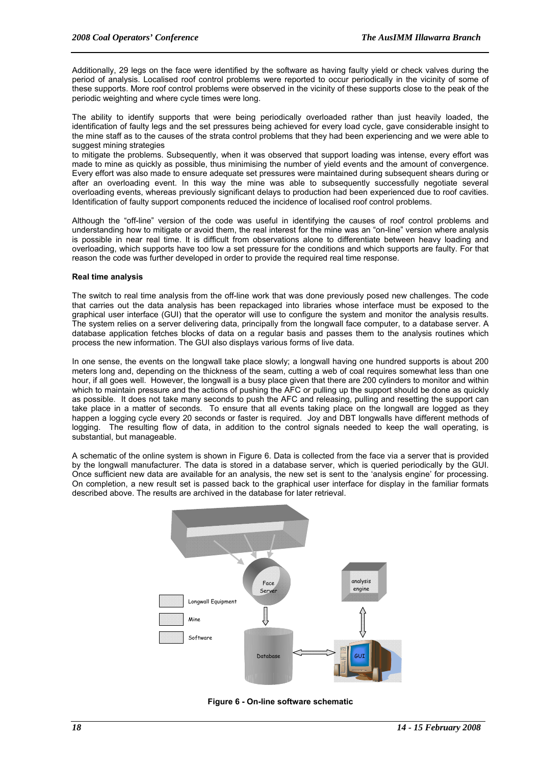Additionally, 29 legs on the face were identified by the software as having faulty yield or check valves during the period of analysis. Localised roof control problems were reported to occur periodically in the vicinity of some of these supports. More roof control problems were observed in the vicinity of these supports close to the peak of the periodic weighting and where cycle times were long.

The ability to identify supports that were being periodically overloaded rather than just heavily loaded, the identification of faulty legs and the set pressures being achieved for every load cycle, gave considerable insight to the mine staff as to the causes of the strata control problems that they had been experiencing and we were able to suggest mining strategies
to mitigate the problems. Subsequently, when it was observed that support loading was intense, every effort was made to mine as quickly as possible, thus minimising the number of yield events and the amount of convergence. Every effort was also made to ensure adequate set pressures were maintained during subsequent shears during or after an overloading event. In this way the mine was able to subsequently successfully negotiate several overloading events, whereas previously significant delays to production had been experienced due to roof cavities. Identification of faulty support components reduced the incidence of localised roof control problems.

Although the "off-line" version of the code was useful in identifying the causes of roof control problems and understanding how to mitigate or avoid them, the real interest for the mine was an "on-line" version where analysis is possible in near real time. It is difficult from observations alone to differentiate between heavy loading and overloading, which supports have too low a set pressure for the conditions and which supports are faulty. For that reason the code was further developed in order to provide the required real time response.

**Real time analysis**

The switch to real time analysis from the off-line work that was done previously posed new challenges. The code that carries out the data analysis has been repackaged into libraries whose interface must be exposed to the graphical user interface (GUI) that the operator will use to configure the system and monitor the analysis results. The system relies on a server delivering data, principally from the longwall face computer, to a database server. A database application fetches blocks of data on a regular basis and passes them to the analysis routines which process the new information. The GUI also displays various forms of live data.

In one sense, the events on the longwall take place slowly; a longwall having one hundred supports is about 200 meters long and, depending on the thickness of the seam, cutting a web of coal requires somewhat less than one hour, if all goes well. However, the longwall is a busy place given that there are 200 cylinders to monitor and within which to maintain pressure and the actions of pushing the AFC or pulling up the support should be done as quickly as possible. It does not take many seconds to push the AFC and releasing, pulling and resetting the support can take place in a matter of seconds. To ensure that all events taking place on the longwall are logged as they happen a logging cycle every 20 seconds or faster is required. Joy and DBT longwalls have different methods of logging. The resulting flow of data, in addition to the control signals needed to keep the wall operating, is substantial, but manageable.

A schematic of the online system is shown in Figure 6. Data is collected from the face via a server that is provided by the longwall manufacturer. The data is stored in a database server, which is queried periodically by the GUI. Once sufficient new data are available for an analysis, the new set is sent to the 'analysis engine' for processing. On completion, a new result set is passed back to the graphical user interface for display in the familiar formats described above. The results are archived in the database for later retrieval.

Face Server

analysis engine

Longwall Equipment

Mine

Software

Database

GUI

**Figure 6 - On-line software schematic**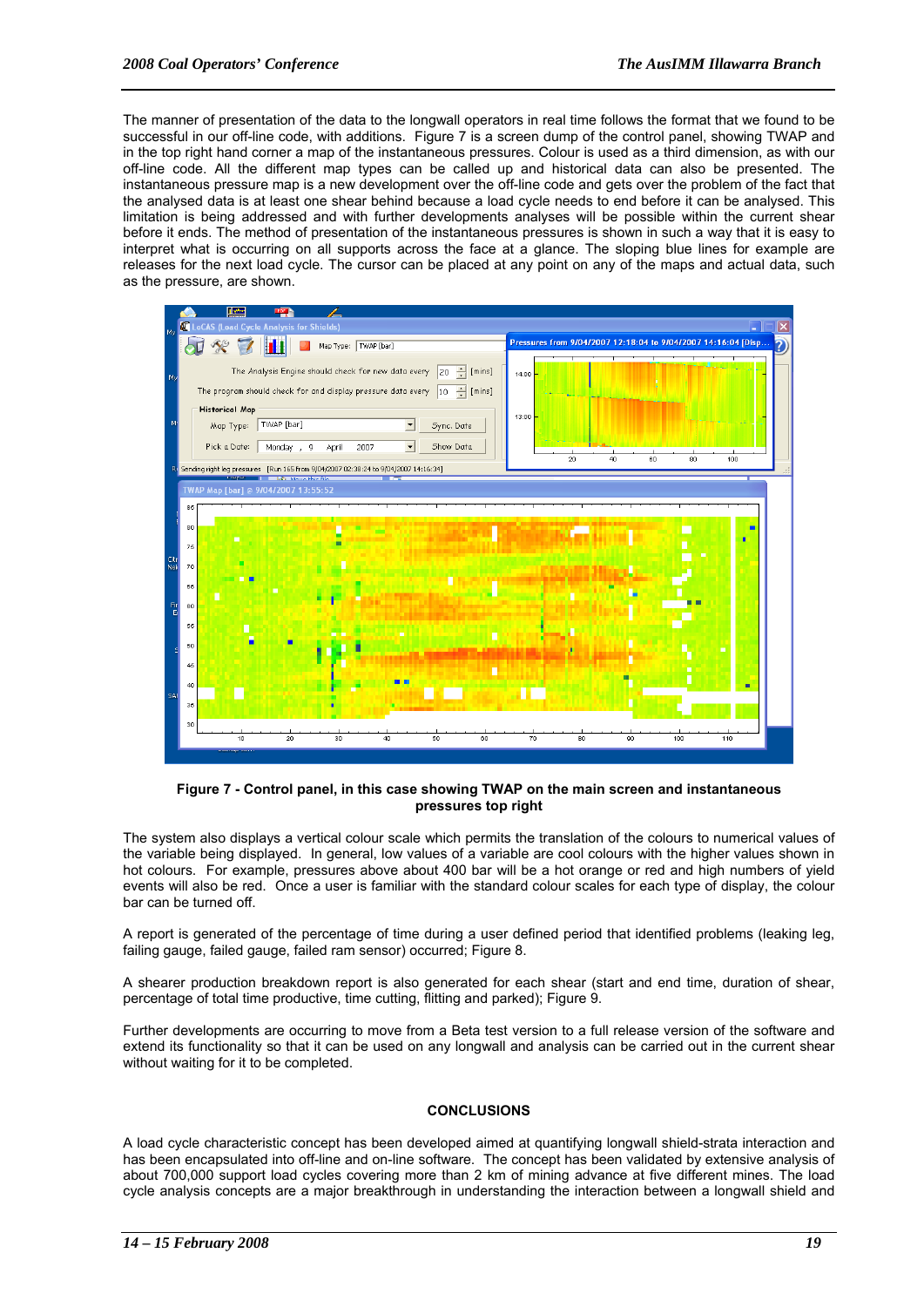The manner of presentation of the data to the longwall operators in real time follows the format that we found to be successful in our off-line code, with additions. Figure 7 is a screen dump of the control panel, showing TWAP and in the top right hand corner a map of the instantaneous pressures. Colour is used as a third dimension, as with our off-line code. All the different map types can be called up and historical data can also be presented. The instantaneous pressure map is a new development over the off-line code and gets over the problem of the fact that the analysed data is at least one shear behind because a load cycle needs to end before it can be analysed. This limitation is being addressed and with further developments analyses will be possible within the current shear before it ends. The method of presentation of the instantaneous pressures is shown in such a way that it is easy to interpret what is occurring on all supports across the face at a glance. The sloping blue lines for example are releases for the next load cycle. The cursor can be placed at any point on any of the maps and actual data, such as the pressure, are shown.

**Figure 7 - Control panel, in this case showing TWAP on the main screen and instantaneous pressures top right**

The system also displays a vertical colour scale which permits the translation of the colours to numerical values of the variable being displayed. In general, low values of a variable are cool colours with the higher values shown in hot colours. For example, pressures above about 400 bar will be a hot orange or red and high numbers of yield events will also be red. Once a user is familiar with the standard colour scales for each type of display, the colour bar can be turned off.

A report is generated of the percentage of time during a user defined period that identified problems (leaking leg, failing gauge, failed gauge, failed ram sensor) occurred; Figure 8.

A shearer production breakdown report is also generated for each shear (start and end time, duration of shear, percentage of total time productive, time cutting, flitting and parked); Figure 9.

Further developments are occurring to move from a Beta test version to a full release version of the software and extend its functionality so that it can be used on any longwall and analysis can be carried out in the current shear without waiting for it to be completed.

## CONCLUSIONS

A load cycle characteristic concept has been developed aimed at quantifying longwall shield-strata interaction and has been encapsulated into off-line and on-line software. The concept has been validated by extensive analysis of about 700,000 support load cycles covering more than 2 km of mining advance at five different mines. The load cycle analysis concepts are a major breakthrough in understanding the interaction between a longwall shield and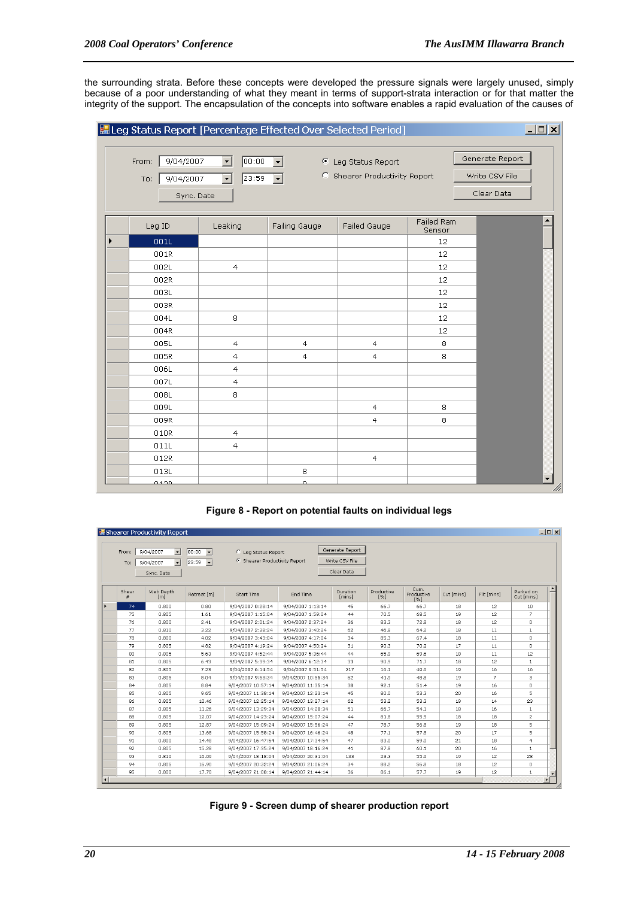the surrounding strata. Before these concepts were developed the pressure signals were largely unused, simply because of a poor understanding of what they meant in terms of support-strata interaction or for that matter the integrity of the support. The encapsulation of the concepts into software enables a rapid evaluation of the causes of

Leg Status Report [Percentage Effected Over Selected Period]

From: 9/04/2007 00:00 To: 9/04/2007 23:59 Sync. Date

Leg Status Report / Shearer Productivity Report

Generate Report / Write CSV File / Clear Data

| Leg ID | Leaking | Failing Gauge | Failed Gauge | Failed Ram Sensor |
|---|---|---|---|---|
| 001L | | | | 12 |
| 001R | | | | 12 |
| 002L | 4 | | | 12 |
| 002R | | | | 12 |
| 003L | | | | 12 |
| 003R | | | | 12 |
| 004L | 8 | | | 12 |
| 004R | | | | 12 |
| 005L | 4 | 4 | 4 | 8 |
| 005R | 4 | 4 | 4 | 8 |
| 006L | 4 | | | |
| 007L | 4 | | | |
| 008L | 8 | | | |
| 009L | | | 4 | 8 |
| 009R | | | 4 | 8 |
| 010R | 4 | | | |
| 011L | 4 | | | |
| 012R | | | 4 | |
| 013L | | 8 | | |

Figure 8 - Report on potential faults on individual legs

Shearer Productivity Report

From: 9/04/2007 00:00 To: 9/04/2007 23:59 Sync. Date

Leg Status Report / Shearer Productivity Report

Generate Report / Write CSV File / Clear Data

| Shear # | Web Depth [m] | Retreat [m] | Start Time | End Time | Duration [mins] | Productive [%] | Cum. Productive [%] | Cut [mins] | Flit [mins] | Parked on Cut [mins] |
|---|---|---|---|---|---|---|---|---|---|---|
| 74 | 0.800 | 0.80 | 9/04/2007 0:28:14 | 9/04/2007 1:13:14 | 45 | 66.7 | 66.7 | 18 | 12 | 10 |
| 75 | 0.805 | 1.61 | 9/04/2007 1:15:04 | 9/04/2007 1:59:04 | 44 | 70.5 | 68.5 | 19 | 12 | 7 |
| 76 | 0.800 | 2.41 | 9/04/2007 2:01:24 | 9/04/2007 2:37:24 | 36 | 83.3 | 72.8 | 18 | 12 | 0 |
| 77 | 0.810 | 3.22 | 9/04/2007 2:38:24 | 9/04/2007 3:40:24 | 62 | 46.8 | 64.2 | 18 | 11 | 1 |
| 78 | 0.800 | 4.02 | 9/04/2007 3:43:04 | 9/04/2007 4:17:04 | 34 | 85.3 | 67.4 | 18 | 11 | 0 |
| 79 | 0.805 | 4.82 | 9/04/2007 4:19:24 | 9/04/2007 4:50:24 | 31 | 90.3 | 70.2 | 17 | 11 | 0 |
| 80 | 0.805 | 5.63 | 9/04/2007 4:52:44 | 9/04/2007 5:36:44 | 44 | 65.9 | 69.6 | 18 | 11 | 12 |
| 81 | 0.805 | 6.43 | 9/04/2007 5:39:34 | 9/04/2007 6:12:34 | 33 | 90.9 | 71.7 | 18 | 12 | 1 |
| 82 | 0.805 | 7.23 | 9/04/2007 6:14:54 | 9/04/2007 9:51:54 | 217 | 16.1 | 49.6 | 19 | 16 | 16 |
| 83 | 0.805 | 8.04 | 9/04/2007 9:53:34 | 9/04/2007 10:55:34 | 62 | 41.9 | 48.8 | 19 | 7 | 3 |
| 84 | 0.805 | 8.84 | 9/04/2007 10:57:14 | 9/04/2007 11:35:14 | 38 | 92.1 | 51.4 | 19 | 16 | 0 |
| 85 | 0.805 | 9.65 | 9/04/2007 11:38:14 | 9/04/2007 12:23:14 | 45 | 80.0 | 53.3 | 20 | 16 | 5 |
| 86 | 0.805 | 10.46 | 9/04/2007 12:25:14 | 9/04/2007 13:27:14 | 62 | 53.2 | 53.3 | 19 | 14 | 23 |
| 87 | 0.805 | 11.26 | 9/04/2007 13:29:34 | 9/04/2007 14:20:34 | 51 | 66.7 | 54.1 | 18 | 16 | 1 |
| 88 | 0.805 | 12.07 | 9/04/2007 14:23:24 | 9/04/2007 15:07:24 | 44 | 81.8 | 55.5 | 18 | 18 | 2 |
| 89 | 0.805 | 12.87 | 9/04/2007 15:09:24 | 9/04/2007 15:56:24 | 47 | 78.7 | 56.8 | 19 | 18 | 5 |
| 90 | 0.805 | 13.68 | 9/04/2007 15:58:24 | 9/04/2007 16:46:24 | 48 | 77.1 | 57.8 | 20 | 17 | 5 |
| 91 | 0.800 | 14.48 | 9/04/2007 16:47:54 | 9/04/2007 17:34:54 | 47 | 83.0 | 59.0 | 21 | 18 | 4 |
| 92 | 0.805 | 15.28 | 9/04/2007 17:35:24 | 9/04/2007 18:16:24 | 41 | 87.8 | 60.1 | 20 | 16 | 1 |
| 93 | 0.810 | 16.09 | 9/04/2007 18:18:04 | 9/04/2007 20:31:04 | 133 | 23.3 | 55.9 | 19 | 12 | 28 |
| 94 | 0.805 | 16.90 | 9/04/2007 20:32:24 | 9/04/2007 21:06:24 | 34 | 88.2 | 56.8 | 18 | 12 | 0 |
| 95 | 0.800 | 17.70 | 9/04/2007 21:08:14 | 9/04/2007 21:44:14 | 36 | 86.1 | 57.7 | 19 | 12 | 1 |

Figure 9 - Screen dump of shearer production report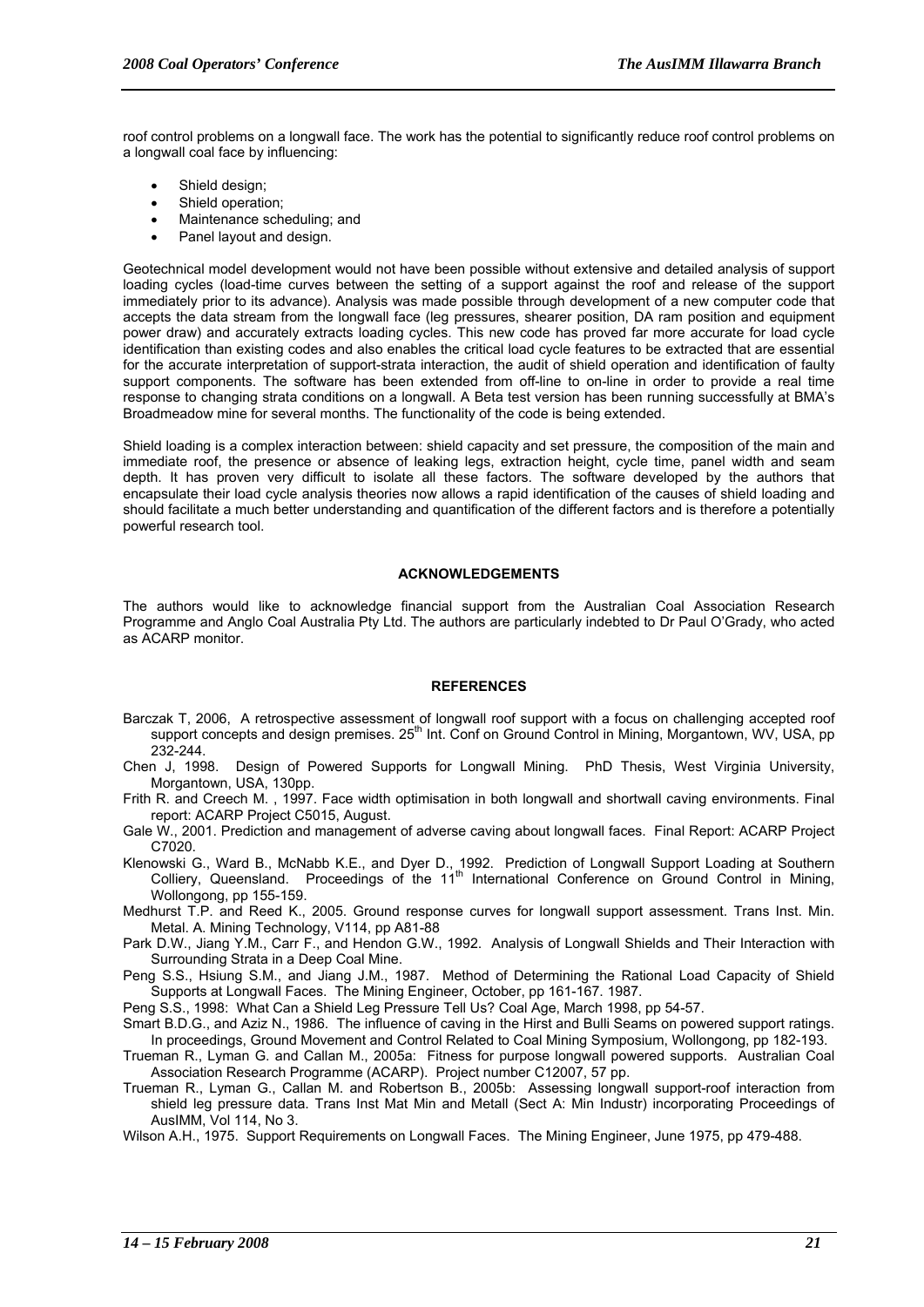roof control problems on a longwall face. The work has the potential to significantly reduce roof control problems on a longwall coal face by influencing:

- Shield design;
- Shield operation;
- Maintenance scheduling; and
- Panel layout and design.

Geotechnical model development would not have been possible without extensive and detailed analysis of support loading cycles (load-time curves between the setting of a support against the roof and release of the support immediately prior to its advance). Analysis was made possible through development of a new computer code that accepts the data stream from the longwall face (leg pressures, shearer position, DA ram position and equipment power draw) and accurately extracts loading cycles. This new code has proved far more accurate for load cycle identification than existing codes and also enables the critical load cycle features to be extracted that are essential for the accurate interpretation of support-strata interaction, the audit of shield operation and identification of faulty support components. The software has been extended from off-line to on-line in order to provide a real time response to changing strata conditions on a longwall. A Beta test version has been running successfully at BMA's Broadmeadow mine for several months. The functionality of the code is being extended.

Shield loading is a complex interaction between: shield capacity and set pressure, the composition of the main and immediate roof, the presence or absence of leaking legs, extraction height, cycle time, panel width and seam depth. It has proven very difficult to isolate all these factors. The software developed by the authors that encapsulate their load cycle analysis theories now allows a rapid identification of the causes of shield loading and should facilitate a much better understanding and quantification of the different factors and is therefore a potentially powerful research tool.

## ACKNOWLEDGEMENTS

The authors would like to acknowledge financial support from the Australian Coal Association Research Programme and Anglo Coal Australia Pty Ltd. The authors are particularly indebted to Dr Paul O'Grady, who acted as ACARP monitor.

## REFERENCES

Barczak T, 2006, A retrospective assessment of longwall roof support with a focus on challenging accepted roof support concepts and design premises. 25th Int. Conf on Ground Control in Mining, Morgantown, WV, USA, pp 232-244.

Chen J, 1998. Design of Powered Supports for Longwall Mining. PhD Thesis, West Virginia University, Morgantown, USA, 130pp.

Frith R. and Creech M. , 1997. Face width optimisation in both longwall and shortwall caving environments. Final report: ACARP Project C5015, August.

Gale W., 2001. Prediction and management of adverse caving about longwall faces. Final Report: ACARP Project C7020.

Klenowski G., Ward B., McNabb K.E., and Dyer D., 1992. Prediction of Longwall Support Loading at Southern Colliery, Queensland. Proceedings of the 11th International Conference on Ground Control in Mining, Wollongong, pp 155-159.

Medhurst T.P. and Reed K., 2005. Ground response curves for longwall support assessment. Trans Inst. Min. Metal. A. Mining Technology, V114, pp A81-88

Park D.W., Jiang Y.M., Carr F., and Hendon G.W., 1992. Analysis of Longwall Shields and Their Interaction with Surrounding Strata in a Deep Coal Mine.

Peng S.S., Hsiung S.M., and Jiang J.M., 1987. Method of Determining the Rational Load Capacity of Shield Supports at Longwall Faces. The Mining Engineer, October, pp 161-167. 1987.

Peng S.S., 1998: What Can a Shield Leg Pressure Tell Us? Coal Age, March 1998, pp 54-57.

Smart B.D.G., and Aziz N., 1986. The influence of caving in the Hirst and Bulli Seams on powered support ratings. In proceedings, Ground Movement and Control Related to Coal Mining Symposium, Wollongong, pp 182-193.

Trueman R., Lyman G. and Callan M., 2005a: Fitness for purpose longwall powered supports. Australian Coal Association Research Programme (ACARP). Project number C12007, 57 pp.

Trueman R., Lyman G., Callan M. and Robertson B., 2005b: Assessing longwall support-roof interaction from shield leg pressure data. Trans Inst Mat Min and Metall (Sect A: Min Industr) incorporating Proceedings of AusIMM, Vol 114, No 3.

Wilson A.H., 1975. Support Requirements on Longwall Faces. The Mining Engineer, June 1975, pp 479-488.